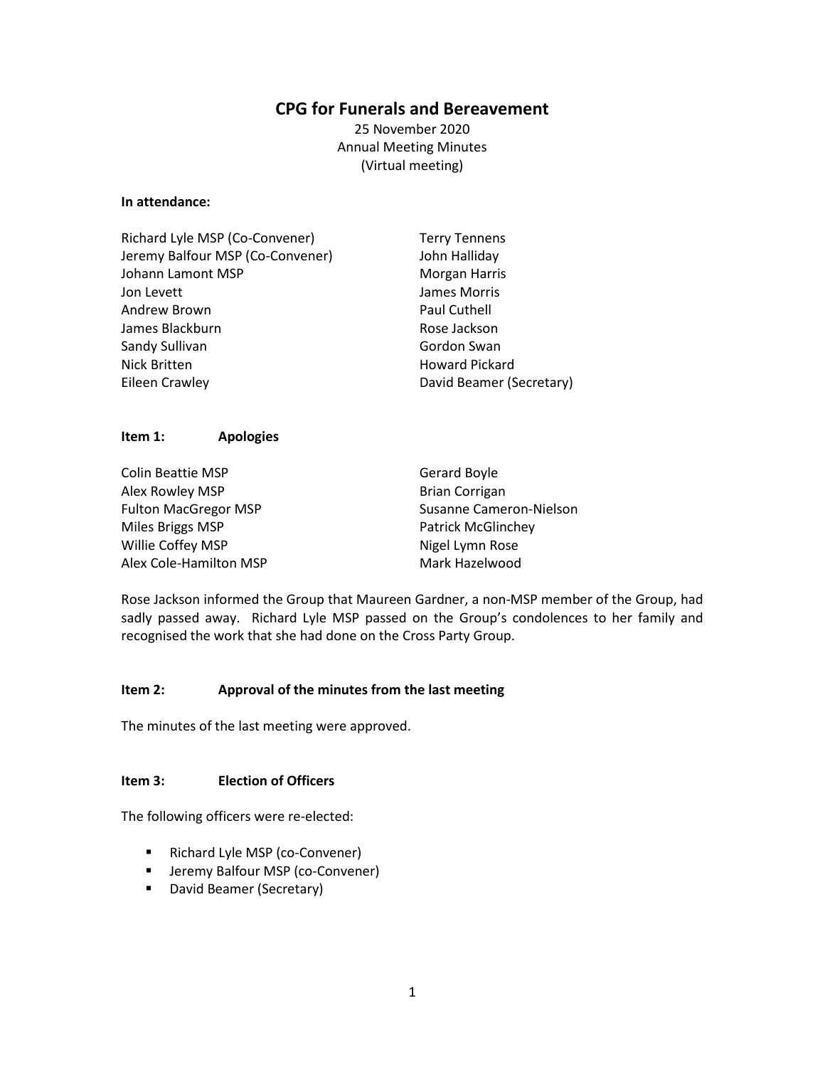# CPG for Funerals and Bereavement

25 November 2020
Annual Meeting Minutes
(Virtual meeting)

**In attendance:**

Richard Lyle MSP (Co-Convener)
Jeremy Balfour MSP (Co-Convener)
Johann Lamont MSP
Jon Levett
Andrew Brown
James Blackburn
Sandy Sullivan
Nick Britten
Eileen Crawley
Terry Tennens
John Halliday
Morgan Harris
James Morris
Paul Cuthell
Rose Jackson
Gordon Swan
Howard Pickard
David Beamer (Secretary)

**Item 1: Apologies**

Colin Beattie MSP
Alex Rowley MSP
Fulton MacGregor MSP
Miles Briggs MSP
Willie Coffey MSP
Alex Cole-Hamilton MSP
Gerard Boyle
Brian Corrigan
Susanne Cameron-Nielson
Patrick McGlinchey
Nigel Lymn Rose
Mark Hazelwood

Rose Jackson informed the Group that Maureen Gardner, a non-MSP member of the Group, had sadly passed away. Richard Lyle MSP passed on the Group's condolences to her family and recognised the work that she had done on the Cross Party Group.

**Item 2: Approval of the minutes from the last meeting**

The minutes of the last meeting were approved.

**Item 3: Election of Officers**

The following officers were re-elected:

- Richard Lyle MSP (co-Convener)
- Jeremy Balfour MSP (co-Convener)
- David Beamer (Secretary)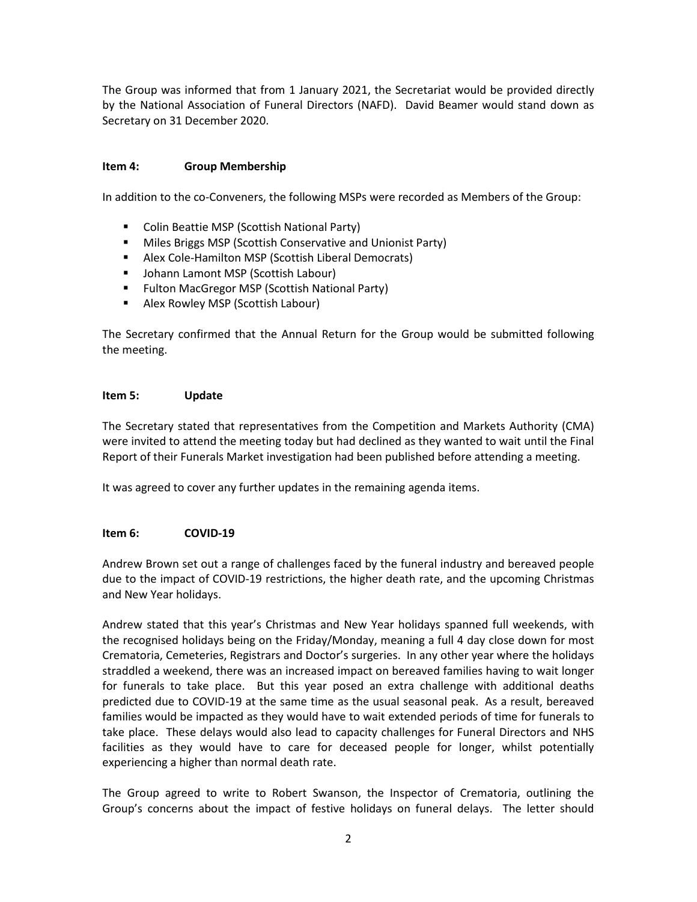The Group was informed that from 1 January 2021, the Secretariat would be provided directly by the National Association of Funeral Directors (NAFD). David Beamer would stand down as Secretary on 31 December 2020.

**Item 4: Group Membership**

In addition to the co-Conveners, the following MSPs were recorded as Members of the Group:

- Colin Beattie MSP (Scottish National Party)
- Miles Briggs MSP (Scottish Conservative and Unionist Party)
- Alex Cole-Hamilton MSP (Scottish Liberal Democrats)
- Johann Lamont MSP (Scottish Labour)
- Fulton MacGregor MSP (Scottish National Party)
- Alex Rowley MSP (Scottish Labour)

The Secretary confirmed that the Annual Return for the Group would be submitted following the meeting.

**Item 5: Update**

The Secretary stated that representatives from the Competition and Markets Authority (CMA) were invited to attend the meeting today but had declined as they wanted to wait until the Final Report of their Funerals Market investigation had been published before attending a meeting.

It was agreed to cover any further updates in the remaining agenda items.

**Item 6: COVID-19**

Andrew Brown set out a range of challenges faced by the funeral industry and bereaved people due to the impact of COVID-19 restrictions, the higher death rate, and the upcoming Christmas and New Year holidays.

Andrew stated that this year's Christmas and New Year holidays spanned full weekends, with the recognised holidays being on the Friday/Monday, meaning a full 4 day close down for most Crematoria, Cemeteries, Registrars and Doctor's surgeries. In any other year where the holidays straddled a weekend, there was an increased impact on bereaved families having to wait longer for funerals to take place. But this year posed an extra challenge with additional deaths predicted due to COVID-19 at the same time as the usual seasonal peak. As a result, bereaved families would be impacted as they would have to wait extended periods of time for funerals to take place. These delays would also lead to capacity challenges for Funeral Directors and NHS facilities as they would have to care for deceased people for longer, whilst potentially experiencing a higher than normal death rate.

The Group agreed to write to Robert Swanson, the Inspector of Crematoria, outlining the Group's concerns about the impact of festive holidays on funeral delays. The letter should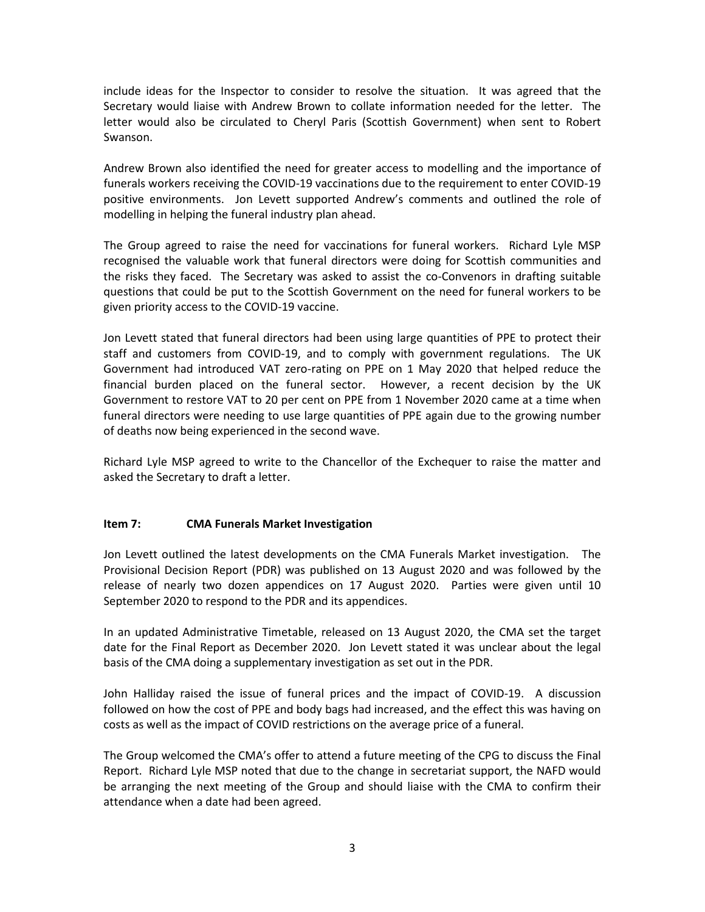include ideas for the Inspector to consider to resolve the situation. It was agreed that the Secretary would liaise with Andrew Brown to collate information needed for the letter. The letter would also be circulated to Cheryl Paris (Scottish Government) when sent to Robert Swanson.

Andrew Brown also identified the need for greater access to modelling and the importance of funerals workers receiving the COVID-19 vaccinations due to the requirement to enter COVID-19 positive environments. Jon Levett supported Andrew's comments and outlined the role of modelling in helping the funeral industry plan ahead.

The Group agreed to raise the need for vaccinations for funeral workers. Richard Lyle MSP recognised the valuable work that funeral directors were doing for Scottish communities and the risks they faced. The Secretary was asked to assist the co-Convenors in drafting suitable questions that could be put to the Scottish Government on the need for funeral workers to be given priority access to the COVID-19 vaccine.

Jon Levett stated that funeral directors had been using large quantities of PPE to protect their staff and customers from COVID-19, and to comply with government regulations. The UK Government had introduced VAT zero-rating on PPE on 1 May 2020 that helped reduce the financial burden placed on the funeral sector. However, a recent decision by the UK Government to restore VAT to 20 per cent on PPE from 1 November 2020 came at a time when funeral directors were needing to use large quantities of PPE again due to the growing number of deaths now being experienced in the second wave.

Richard Lyle MSP agreed to write to the Chancellor of the Exchequer to raise the matter and asked the Secretary to draft a letter.

**Item 7: CMA Funerals Market Investigation**

Jon Levett outlined the latest developments on the CMA Funerals Market investigation. The Provisional Decision Report (PDR) was published on 13 August 2020 and was followed by the release of nearly two dozen appendices on 17 August 2020. Parties were given until 10 September 2020 to respond to the PDR and its appendices.

In an updated Administrative Timetable, released on 13 August 2020, the CMA set the target date for the Final Report as December 2020. Jon Levett stated it was unclear about the legal basis of the CMA doing a supplementary investigation as set out in the PDR.

John Halliday raised the issue of funeral prices and the impact of COVID-19. A discussion followed on how the cost of PPE and body bags had increased, and the effect this was having on costs as well as the impact of COVID restrictions on the average price of a funeral.

The Group welcomed the CMA's offer to attend a future meeting of the CPG to discuss the Final Report. Richard Lyle MSP noted that due to the change in secretariat support, the NAFD would be arranging the next meeting of the Group and should liaise with the CMA to confirm their attendance when a date had been agreed.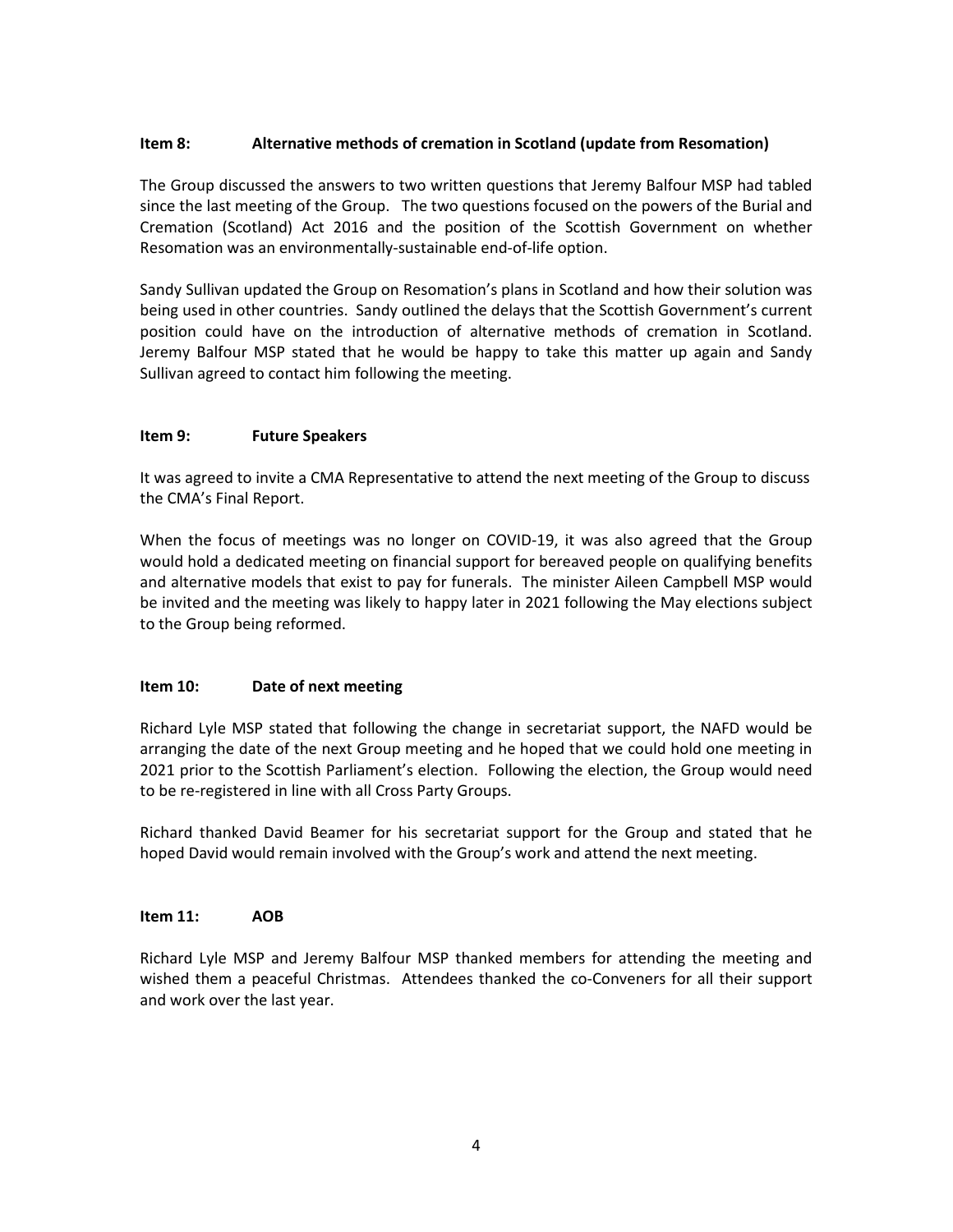**Item 8: Alternative methods of cremation in Scotland (update from Resomation)**

The Group discussed the answers to two written questions that Jeremy Balfour MSP had tabled since the last meeting of the Group. The two questions focused on the powers of the Burial and Cremation (Scotland) Act 2016 and the position of the Scottish Government on whether Resomation was an environmentally-sustainable end-of-life option.

Sandy Sullivan updated the Group on Resomation's plans in Scotland and how their solution was being used in other countries. Sandy outlined the delays that the Scottish Government's current position could have on the introduction of alternative methods of cremation in Scotland. Jeremy Balfour MSP stated that he would be happy to take this matter up again and Sandy Sullivan agreed to contact him following the meeting.

**Item 9: Future Speakers**

It was agreed to invite a CMA Representative to attend the next meeting of the Group to discuss the CMA's Final Report.

When the focus of meetings was no longer on COVID-19, it was also agreed that the Group would hold a dedicated meeting on financial support for bereaved people on qualifying benefits and alternative models that exist to pay for funerals. The minister Aileen Campbell MSP would be invited and the meeting was likely to happy later in 2021 following the May elections subject to the Group being reformed.

**Item 10: Date of next meeting**

Richard Lyle MSP stated that following the change in secretariat support, the NAFD would be arranging the date of the next Group meeting and he hoped that we could hold one meeting in 2021 prior to the Scottish Parliament's election. Following the election, the Group would need to be re-registered in line with all Cross Party Groups.

Richard thanked David Beamer for his secretariat support for the Group and stated that he hoped David would remain involved with the Group's work and attend the next meeting.

**Item 11: AOB**

Richard Lyle MSP and Jeremy Balfour MSP thanked members for attending the meeting and wished them a peaceful Christmas. Attendees thanked the co-Conveners for all their support and work over the last year.